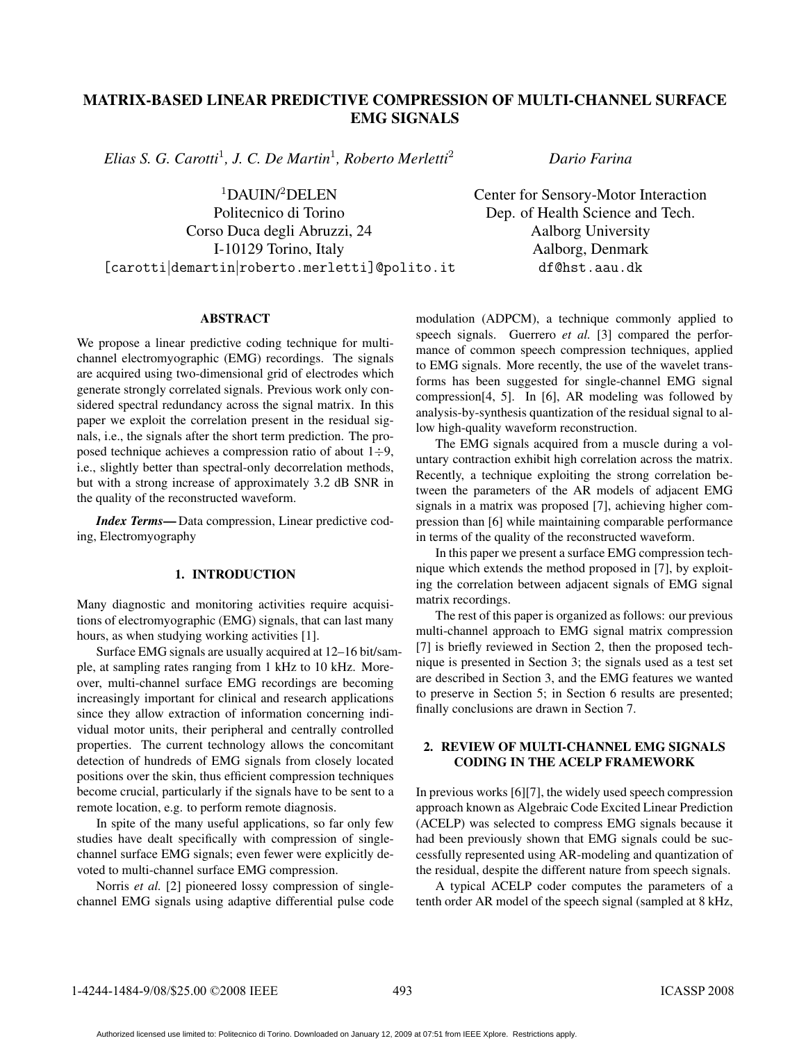# MATRIX-BASED LINEAR PREDICTIVE COMPRESSION OF MULTI-CHANNEL SURFACE EMG SIGNALS

*Elias S. G. Carotti*[1]*, J. C. De Martin*[1]*, Roberto Merletti*[2]

[1]DAUIN/[2]DELEN
Politecnico di Torino
Corso Duca degli Abruzzi, 24
I-10129 Torino, Italy
[carotti|demartin|roberto.merletti]@polito.it

*Dario Farina*

Center for Sensory-Motor Interaction
Dep. of Health Science and Tech.
Aalborg University
Aalborg, Denmark
df@hst.aau.dk

## ABSTRACT

We propose a linear predictive coding technique for multichannel electromyographic (EMG) recordings. The signals are acquired using two-dimensional grid of electrodes which generate strongly correlated signals. Previous work only considered spectral redundancy across the signal matrix. In this paper we exploit the correlation present in the residual signals, i.e., the signals after the short term prediction. The proposed technique achieves a compression ratio of about 1÷9, i.e., slightly better than spectral-only decorrelation methods, but with a strong increase of approximately 3.2 dB SNR in the quality of the reconstructed waveform.

***Index Terms***— Data compression, Linear predictive coding, Electromyography

## 1. INTRODUCTION

Many diagnostic and monitoring activities require acquisitions of electromyographic (EMG) signals, that can last many hours, as when studying working activities [1].

Surface EMG signals are usually acquired at 12–16 bit/sample, at sampling rates ranging from 1 kHz to 10 kHz. Moreover, multi-channel surface EMG recordings are becoming increasingly important for clinical and research applications since they allow extraction of information concerning individual motor units, their peripheral and centrally controlled properties. The current technology allows the concomitant detection of hundreds of EMG signals from closely located positions over the skin, thus efficient compression techniques become crucial, particularly if the signals have to be sent to a remote location, e.g. to perform remote diagnosis.

In spite of the many useful applications, so far only few studies have dealt specifically with compression of single-channel surface EMG signals; even fewer were explicitly devoted to multi-channel surface EMG compression.

Norris *et al.* [2] pioneered lossy compression of single-channel EMG signals using adaptive differential pulse code modulation (ADPCM), a technique commonly applied to speech signals. Guerrero *et al.* [3] compared the performance of common speech compression techniques, applied to EMG signals. More recently, the use of the wavelet transforms has been suggested for single-channel EMG signal compression[4, 5]. In [6], AR modeling was followed by analysis-by-synthesis quantization of the residual signal to allow high-quality waveform reconstruction.

The EMG signals acquired from a muscle during a voluntary contraction exhibit high correlation across the matrix. Recently, a technique exploiting the strong correlation between the parameters of the AR models of adjacent EMG signals in a matrix was proposed [7], achieving higher compression than [6] while maintaining comparable performance in terms of the quality of the reconstructed waveform.

In this paper we present a surface EMG compression technique which extends the method proposed in [7], by exploiting the correlation between adjacent signals of EMG signal matrix recordings.

The rest of this paper is organized as follows: our previous multi-channel approach to EMG signal matrix compression [7] is briefly reviewed in Section 2, then the proposed technique is presented in Section 3; the signals used as a test set are described in Section 3, and the EMG features we wanted to preserve in Section 5; in Section 6 results are presented; finally conclusions are drawn in Section 7.

## 2. REVIEW OF MULTI-CHANNEL EMG SIGNALS CODING IN THE ACELP FRAMEWORK

In previous works [6][7], the widely used speech compression approach known as Algebraic Code Excited Linear Prediction (ACELP) was selected to compress EMG signals because it had been previously shown that EMG signals could be successfully represented using AR-modeling and quantization of the residual, despite the different nature from speech signals.

A typical ACELP coder computes the parameters of a tenth order AR model of the speech signal (sampled at 8 kHz,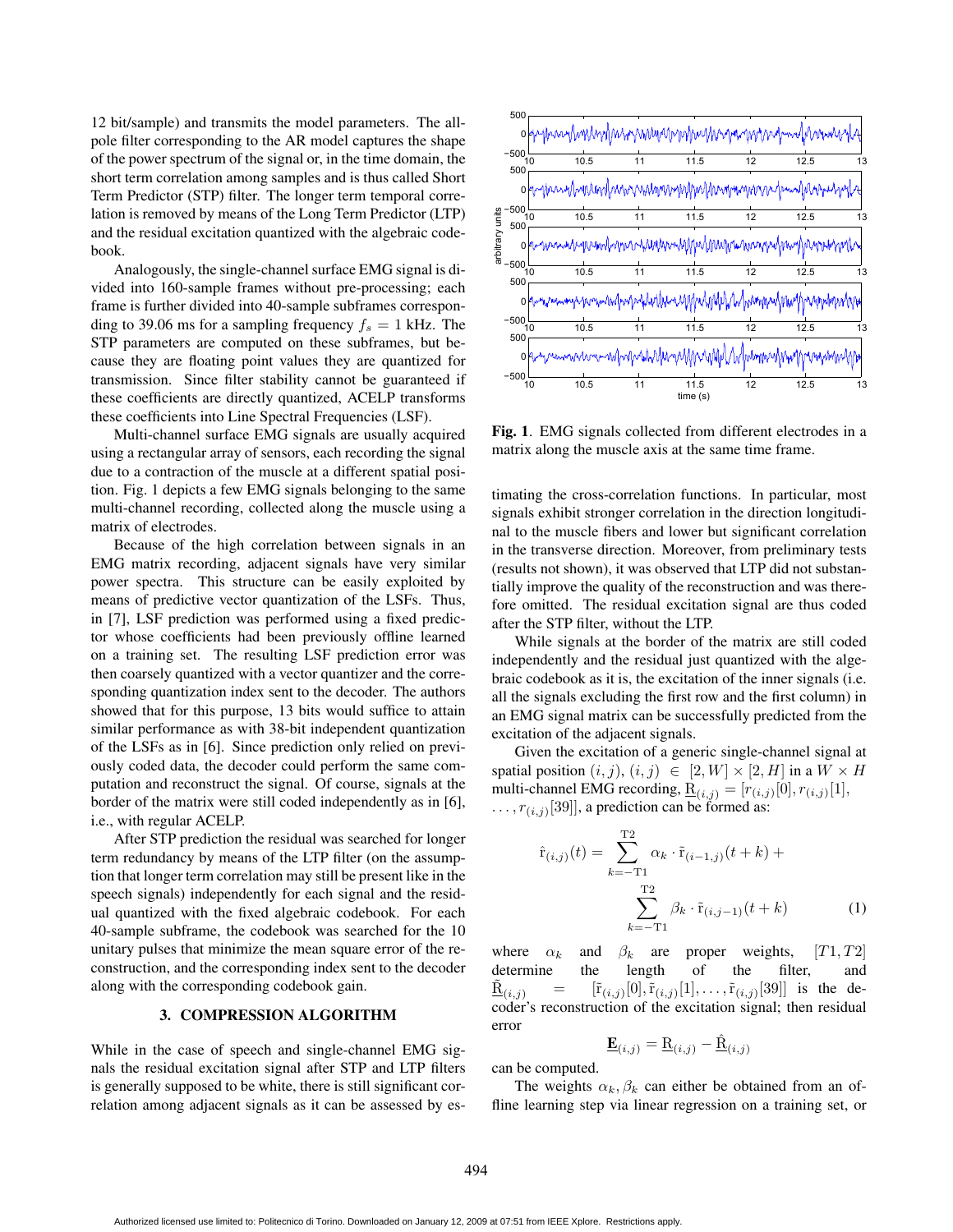12 bit/sample) and transmits the model parameters. The all-pole filter corresponding to the AR model captures the shape of the power spectrum of the signal or, in the time domain, the short term correlation among samples and is thus called Short Term Predictor (STP) filter. The longer term temporal correlation is removed by means of the Long Term Predictor (LTP) and the residual excitation quantized with the algebraic codebook.

Analogously, the single-channel surface EMG signal is divided into 160-sample frames without pre-processing; each frame is further divided into 40-sample subframes corresponding to 39.06 ms for a sampling frequency $f_s = 1$ kHz. The STP parameters are computed on these subframes, but because they are floating point values they are quantized for transmission. Since filter stability cannot be guaranteed if these coefficients are directly quantized, ACELP transforms these coefficients into Line Spectral Frequencies (LSF).

Multi-channel surface EMG signals are usually acquired using a rectangular array of sensors, each recording the signal due to a contraction of the muscle at a different spatial position. Fig. 1 depicts a few EMG signals belonging to the same multi-channel recording, collected along the muscle using a matrix of electrodes.

Because of the high correlation between signals in an EMG matrix recording, adjacent signals have very similar power spectra. This structure can be easily exploited by means of predictive vector quantization of the LSFs. Thus, in [7], LSF prediction was performed using a fixed predictor whose coefficients had been previously offline learned on a training set. The resulting LSF prediction error was then coarsely quantized with a vector quantizer and the corresponding quantization index sent to the decoder. The authors showed that for this purpose, 13 bits would suffice to attain similar performance as with 38-bit independent quantization of the LSFs as in [6]. Since prediction only relied on previously coded data, the decoder could perform the same computation and reconstruct the signal. Of course, signals at the border of the matrix were still coded independently as in [6], i.e., with regular ACELP.

After STP prediction the residual was searched for longer term redundancy by means of the LTP filter (on the assumption that longer term correlation may still be present like in the speech signals) independently for each signal and the residual quantized with the fixed algebraic codebook. For each 40-sample subframe, the codebook was searched for the 10 unitary pulses that minimize the mean square error of the reconstruction, and the corresponding index sent to the decoder along with the corresponding codebook gain.

## 3. COMPRESSION ALGORITHM

While in the case of speech and single-channel EMG signals the residual excitation signal after STP and LTP filters is generally supposed to be white, there is still significant correlation among adjacent signals as it can be assessed by estimating the cross-correlation functions. In particular, most signals exhibit stronger correlation in the direction longitudinal to the muscle fibers and lower but significant correlation in the transverse direction. Moreover, from preliminary tests (results not shown), it was observed that LTP did not substantially improve the quality of the reconstruction and was therefore omitted. The residual excitation signal are thus coded after the STP filter, without the LTP.

**Fig. 1**. EMG signals collected from different electrodes in a matrix along the muscle axis at the same time frame.

While signals at the border of the matrix are still coded independently and the residual just quantized with the algebraic codebook as it is, the excitation of the inner signals (i.e. all the signals excluding the first row and the first column) in an EMG signal matrix can be successfully predicted from the excitation of the adjacent signals.

Given the excitation of a generic single-channel signal at spatial position $(i, j)$, $(i, j) \in [2, W] \times [2, H]$ in a $W \times H$ multi-channel EMG recording, $\underline{\mathrm{R}}_{(i,j)} = [r_{(i,j)}[0], r_{(i,j)}[1], \ldots, r_{(i,j)}[39]]$, a prediction can be formed as:

$$\hat{\mathrm{r}}_{(i,j)}(t) = \sum_{k=-\mathrm{T1}}^{\mathrm{T2}} \alpha_k \cdot \tilde{\mathrm{r}}_{(i-1,j)}(t+k) + \sum_{k=-\mathrm{T1}}^{\mathrm{T2}} \beta_k \cdot \tilde{\mathrm{r}}_{(i,j-1)}(t+k) \quad (1)$$

where $\alpha_k$ and $\beta_k$ are proper weights, $[T1, T2]$ determine the length of the filter, and $\underline{\tilde{\mathrm{R}}}_{(i,j)} = [\tilde{\mathrm{r}}_{(i,j)}[0], \tilde{\mathrm{r}}_{(i,j)}[1], \ldots, \tilde{\mathrm{r}}_{(i,j)}[39]]$ is the decoder's reconstruction of the excitation signal; then residual error

$$\underline{\mathbf{E}}_{(i,j)} = \underline{\mathrm{R}}_{(i,j)} - \underline{\hat{\mathrm{R}}}_{(i,j)}$$

can be computed.

The weights $\alpha_k, \beta_k$ can either be obtained from an offline learning step via linear regression on a training set, or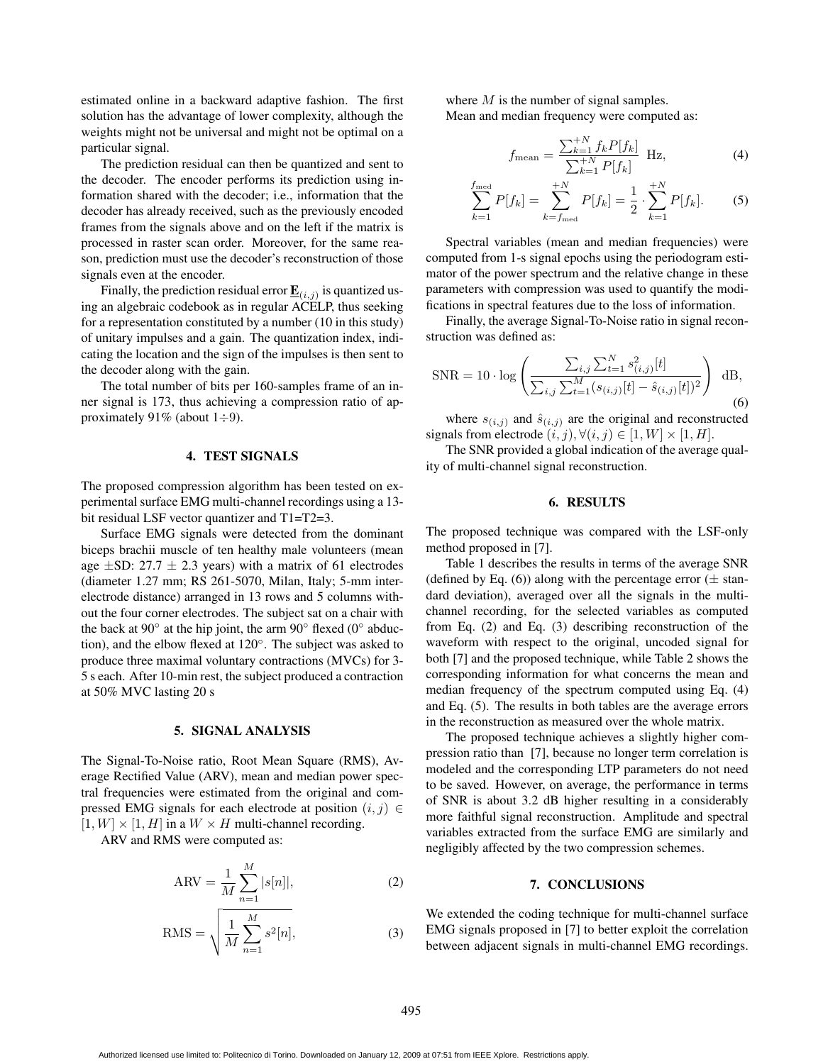estimated online in a backward adaptive fashion. The first solution has the advantage of lower complexity, although the weights might not be universal and might not be optimal on a particular signal.

The prediction residual can then be quantized and sent to the decoder. The encoder performs its prediction using information shared with the decoder; i.e., information that the decoder has already received, such as the previously encoded frames from the signals above and on the left if the matrix is processed in raster scan order. Moreover, for the same reason, prediction must use the decoder's reconstruction of those signals even at the encoder.

Finally, the prediction residual error $\underline{\mathbf{E}}_{(i,j)}$ is quantized using an algebraic codebook as in regular ACELP, thus seeking for a representation constituted by a number (10 in this study) of unitary impulses and a gain. The quantization index, indicating the location and the sign of the impulses is then sent to the decoder along with the gain.

The total number of bits per 160-samples frame of an inner signal is 173, thus achieving a compression ratio of approximately 91% (about 1÷9).

## 4. TEST SIGNALS

The proposed compression algorithm has been tested on experimental surface EMG multi-channel recordings using a 13-bit residual LSF vector quantizer and T1=T2=3.

Surface EMG signals were detected from the dominant biceps brachii muscle of ten healthy male volunteers (mean age ±SD: 27.7 ± 2.3 years) with a matrix of 61 electrodes (diameter 1.27 mm; RS 261-5070, Milan, Italy; 5-mm inter-electrode distance) arranged in 13 rows and 5 columns without the four corner electrodes. The subject sat on a chair with the back at 90° at the hip joint, the arm 90° flexed (0° abduction), and the elbow flexed at 120°. The subject was asked to produce three maximal voluntary contractions (MVCs) for 3-5 s each. After 10-min rest, the subject produced a contraction at 50% MVC lasting 20 s

## 5. SIGNAL ANALYSIS

The Signal-To-Noise ratio, Root Mean Square (RMS), Average Rectified Value (ARV), mean and median power spectral frequencies were estimated from the original and compressed EMG signals for each electrode at position $(i, j) \in [1, W] \times [1, H]$ in a $W \times H$ multi-channel recording.

ARV and RMS were computed as:

$$\mathrm{ARV} = \frac{1}{M}\sum_{n=1}^{M}|s[n]|, \tag{2}$$

$$\mathrm{RMS} = \sqrt{\frac{1}{M}\sum_{n=1}^{M}s^2[n]}, \tag{3}$$

where $M$ is the number of signal samples.

Mean and median frequency were computed as:

$$f_{\mathrm{mean}} = \frac{\sum_{k=1}^{+N} f_k P[f_k]}{\sum_{k=1}^{+N} P[f_k]} \text{ Hz}, \tag{4}$$

$$\sum_{k=1}^{f_{\mathrm{med}}} P[f_k] = \sum_{k=f_{\mathrm{med}}}^{+N} P[f_k] = \frac{1}{2}\cdot\sum_{k=1}^{+N} P[f_k]. \tag{5}$$

Spectral variables (mean and median frequencies) were computed from 1-s signal epochs using the periodogram estimator of the power spectrum and the relative change in these parameters with compression was used to quantify the modifications in spectral features due to the loss of information.

Finally, the average Signal-To-Noise ratio in signal reconstruction was defined as:

$$\mathrm{SNR} = 10\cdot\log\left(\frac{\sum_{i,j}\sum_{t=1}^{N} s_{(i,j)}^2[t]}{\sum_{i,j}\sum_{t=1}^{M}(s_{(i,j)}[t] - \hat{s}_{(i,j)}[t])^2}\right) \text{ dB}, \tag{6}$$

where $s_{(i,j)}$ and $\hat{s}_{(i,j)}$ are the original and reconstructed signals from electrode $(i, j), \forall (i, j) \in [1, W] \times [1, H]$.

The SNR provided a global indication of the average quality of multi-channel signal reconstruction.

## 6. RESULTS

The proposed technique was compared with the LSF-only method proposed in [7].

Table 1 describes the results in terms of the average SNR (defined by Eq. (6)) along with the percentage error (± standard deviation), averaged over all the signals in the multi-channel recording, for the selected variables as computed from Eq. (2) and Eq. (3) describing reconstruction of the waveform with respect to the original, uncoded signal for both [7] and the proposed technique, while Table 2 shows the corresponding information for what concerns the mean and median frequency of the spectrum computed using Eq. (4) and Eq. (5). The results in both tables are the average errors in the reconstruction as measured over the whole matrix.

The proposed technique achieves a slightly higher compression ratio than [7], because no longer term correlation is modeled and the corresponding LTP parameters do not need to be saved. However, on average, the performance in terms of SNR is about 3.2 dB higher resulting in a considerably more faithful signal reconstruction. Amplitude and spectral variables extracted from the surface EMG are similarly and negligibly affected by the two compression schemes.

## 7. CONCLUSIONS

We extended the coding technique for multi-channel surface EMG signals proposed in [7] to better exploit the correlation between adjacent signals in multi-channel EMG recordings.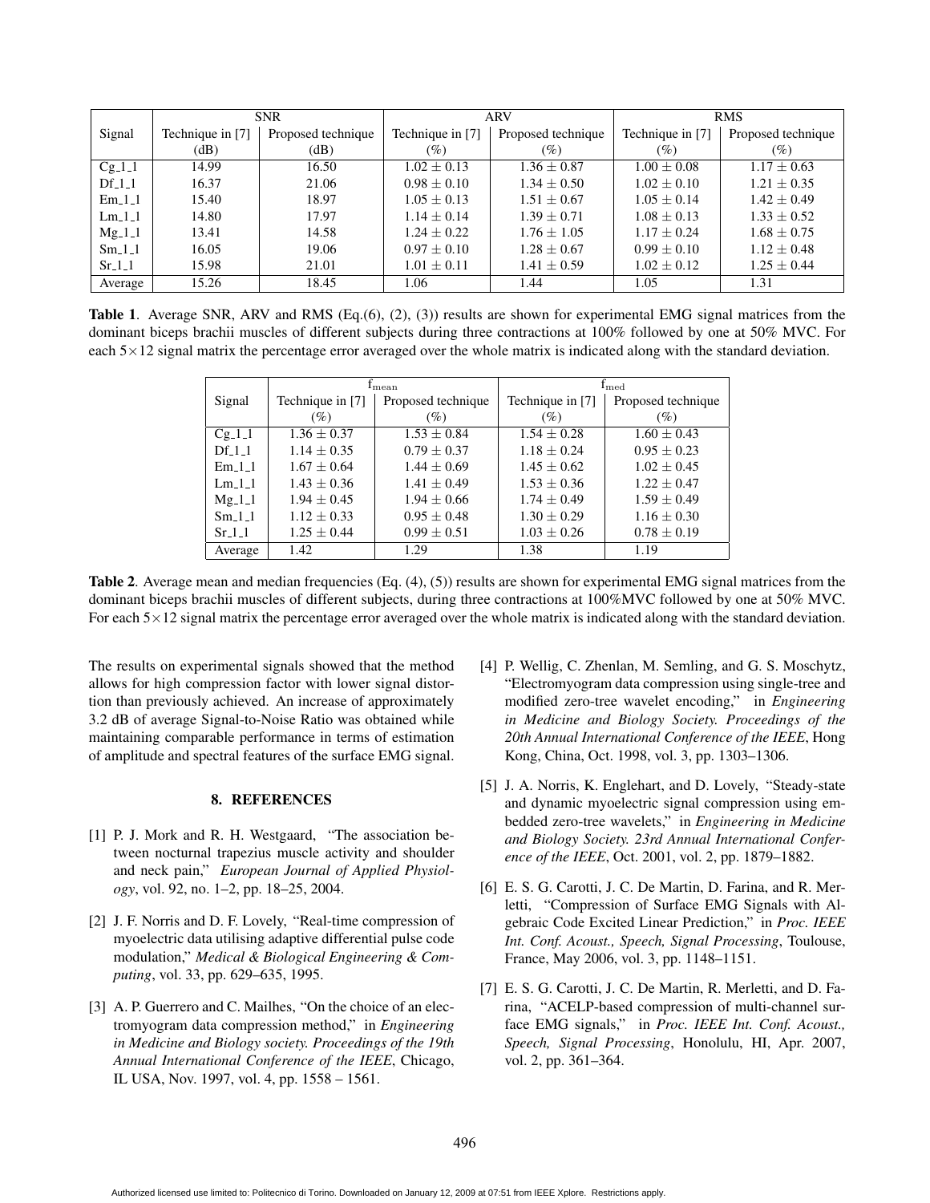| | SNR | | ARV | | RMS | |
|---|---|---|---|---|---|---|
| Signal | Technique in [7] (dB) | Proposed technique (dB) | Technique in [7] (%) | Proposed technique (%) | Technique in [7] (%) | Proposed technique (%) |
| Cg_1_1 | 14.99 | 16.50 | $1.02 \pm 0.13$ | $1.36 \pm 0.87$ | $1.00 \pm 0.08$ | $1.17 \pm 0.63$ |
| Df_1_1 | 16.37 | 21.06 | $0.98 \pm 0.10$ | $1.34 \pm 0.50$ | $1.02 \pm 0.10$ | $1.21 \pm 0.35$ |
| Em_1_1 | 15.40 | 18.97 | $1.05 \pm 0.13$ | $1.51 \pm 0.67$ | $1.05 \pm 0.14$ | $1.42 \pm 0.49$ |
| Lm_1_1 | 14.80 | 17.97 | $1.14 \pm 0.14$ | $1.39 \pm 0.71$ | $1.08 \pm 0.13$ | $1.33 \pm 0.52$ |
| Mg_1_1 | 13.41 | 14.58 | $1.24 \pm 0.22$ | $1.76 \pm 1.05$ | $1.17 \pm 0.24$ | $1.68 \pm 0.75$ |
| Sm_1_1 | 16.05 | 19.06 | $0.97 \pm 0.10$ | $1.28 \pm 0.67$ | $0.99 \pm 0.10$ | $1.12 \pm 0.48$ |
| Sr_1_1 | 15.98 | 21.01 | $1.01 \pm 0.11$ | $1.41 \pm 0.59$ | $1.02 \pm 0.12$ | $1.25 \pm 0.44$ |
| Average | 15.26 | 18.45 | 1.06 | 1.44 | 1.05 | 1.31 |

**Table 1**. Average SNR, ARV and RMS (Eq.(6), (2), (3)) results are shown for experimental EMG signal matrices from the dominant biceps brachii muscles of different subjects during three contractions at 100% followed by one at 50% MVC. For each 5×12 signal matrix the percentage error averaged over the whole matrix is indicated along with the standard deviation.

| | $f_{mean}$ | | $f_{med}$ | |
|---|---|---|---|---|
| Signal | Technique in [7] (%) | Proposed technique (%) | Technique in [7] (%) | Proposed technique (%) |
| Cg_1_1 | $1.36 \pm 0.37$ | $1.53 \pm 0.84$ | $1.54 \pm 0.28$ | $1.60 \pm 0.43$ |
| Df_1_1 | $1.14 \pm 0.35$ | $0.79 \pm 0.37$ | $1.18 \pm 0.24$ | $0.95 \pm 0.23$ |
| Em_1_1 | $1.67 \pm 0.64$ | $1.44 \pm 0.69$ | $1.45 \pm 0.62$ | $1.02 \pm 0.45$ |
| Lm_1_1 | $1.43 \pm 0.36$ | $1.41 \pm 0.49$ | $1.53 \pm 0.36$ | $1.22 \pm 0.47$ |
| Mg_1_1 | $1.94 \pm 0.45$ | $1.94 \pm 0.66$ | $1.74 \pm 0.49$ | $1.59 \pm 0.49$ |
| Sm_1_1 | $1.12 \pm 0.33$ | $0.95 \pm 0.48$ | $1.30 \pm 0.29$ | $1.16 \pm 0.30$ |
| Sr_1_1 | $1.25 \pm 0.44$ | $0.99 \pm 0.51$ | $1.03 \pm 0.26$ | $0.78 \pm 0.19$ |
| Average | 1.42 | 1.29 | 1.38 | 1.19 |

**Table 2**. Average mean and median frequencies (Eq. (4), (5)) results are shown for experimental EMG signal matrices from the dominant biceps brachii muscles of different subjects, during three contractions at 100%MVC followed by one at 50% MVC. For each 5×12 signal matrix the percentage error averaged over the whole matrix is indicated along with the standard deviation.

The results on experimental signals showed that the method allows for high compression factor with lower signal distortion than previously achieved. An increase of approximately 3.2 dB of average Signal-to-Noise Ratio was obtained while maintaining comparable performance in terms of estimation of amplitude and spectral features of the surface EMG signal.

## 8. REFERENCES

[1] P. J. Mork and R. H. Westgaard, "The association between nocturnal trapezius muscle activity and shoulder and neck pain," *European Journal of Applied Physiology*, vol. 92, no. 1–2, pp. 18–25, 2004.

[2] J. F. Norris and D. F. Lovely, "Real-time compression of myoelectric data utilising adaptive differential pulse code modulation," *Medical & Biological Engineering & Computing*, vol. 33, pp. 629–635, 1995.

[3] A. P. Guerrero and C. Mailhes, "On the choice of an electromyogram data compression method," in *Engineering in Medicine and Biology society. Proceedings of the 19th Annual International Conference of the IEEE*, Chicago, IL USA, Nov. 1997, vol. 4, pp. 1558 – 1561.

[4] P. Wellig, C. Zhenlan, M. Semling, and G. S. Moschytz, "Electromyogram data compression using single-tree and modified zero-tree wavelet encoding," in *Engineering in Medicine and Biology Society. Proceedings of the 20th Annual International Conference of the IEEE*, Hong Kong, China, Oct. 1998, vol. 3, pp. 1303–1306.

[5] J. A. Norris, K. Englehart, and D. Lovely, "Steady-state and dynamic myoelectric signal compression using embedded zero-tree wavelets," in *Engineering in Medicine and Biology Society. 23rd Annual International Conference of the IEEE*, Oct. 2001, vol. 2, pp. 1879–1882.

[6] E. S. G. Carotti, J. C. De Martin, D. Farina, and R. Merletti, "Compression of Surface EMG Signals with Algebraic Code Excited Linear Prediction," in *Proc. IEEE Int. Conf. Acoust., Speech, Signal Processing*, Toulouse, France, May 2006, vol. 3, pp. 1148–1151.

[7] E. S. G. Carotti, J. C. De Martin, R. Merletti, and D. Farina, "ACELP-based compression of multi-channel surface EMG signals," in *Proc. IEEE Int. Conf. Acoust., Speech, Signal Processing*, Honolulu, HI, Apr. 2007, vol. 2, pp. 361–364.